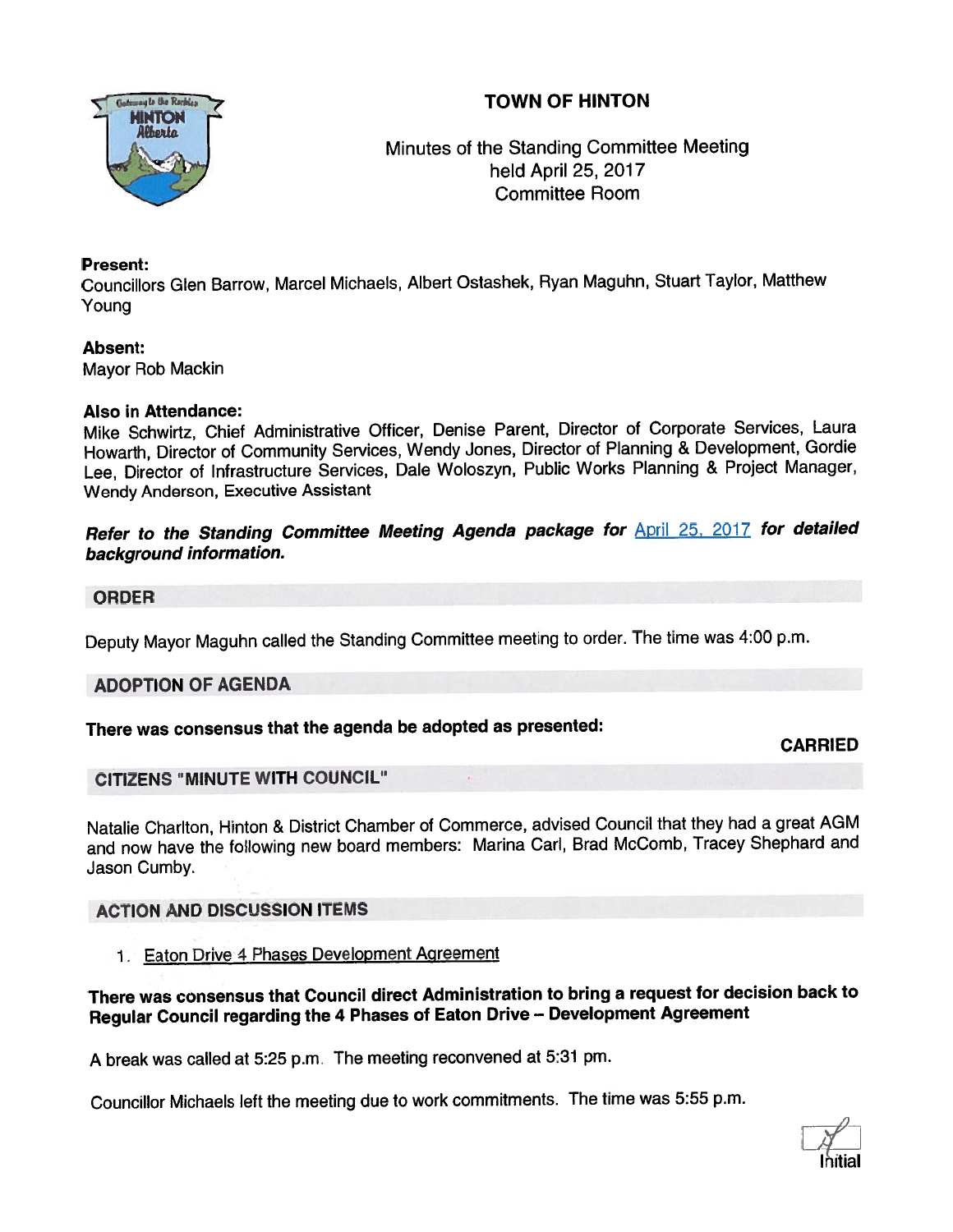# TOWN OF HINTON

Minutes of the Standing Committee Meeting
held April 25, 2017
Committee Room

**Present:**
Councillors Glen Barrow, Marcel Michaels, Albert Ostashek, Ryan Maguhn, Stuart Taylor, Matthew Young

**Absent:**
Mayor Rob Mackin

**Also in Attendance:**
Mike Schwirtz, Chief Administrative Officer, Denise Parent, Director of Corporate Services, Laura Howarth, Director of Community Services, Wendy Jones, Director of Planning & Development, Gordie Lee, Director of Infrastructure Services, Dale Woloszyn, Public Works Planning & Project Manager, Wendy Anderson, Executive Assistant

***Refer to the Standing Committee Meeting Agenda package for April 25, 2017 for detailed background information.***

## ORDER

Deputy Mayor Maguhn called the Standing Committee meeting to order. The time was 4:00 p.m.

## ADOPTION OF AGENDA

**There was consensus that the agenda be adopted as presented:**

**CARRIED**

## CITIZENS "MINUTE WITH COUNCIL"

Natalie Charlton, Hinton & District Chamber of Commerce, advised Council that they had a great AGM and now have the following new board members: Marina Carl, Brad McComb, Tracey Shephard and Jason Cumby.

## ACTION AND DISCUSSION ITEMS

1. Eaton Drive 4 Phases Development Agreement

**There was consensus that Council direct Administration to bring a request for decision back to Regular Council regarding the 4 Phases of Eaton Drive – Development Agreement**

A break was called at 5:25 p.m. The meeting reconvened at 5:31 pm.

Councillor Michaels left the meeting due to work commitments. The time was 5:55 p.m.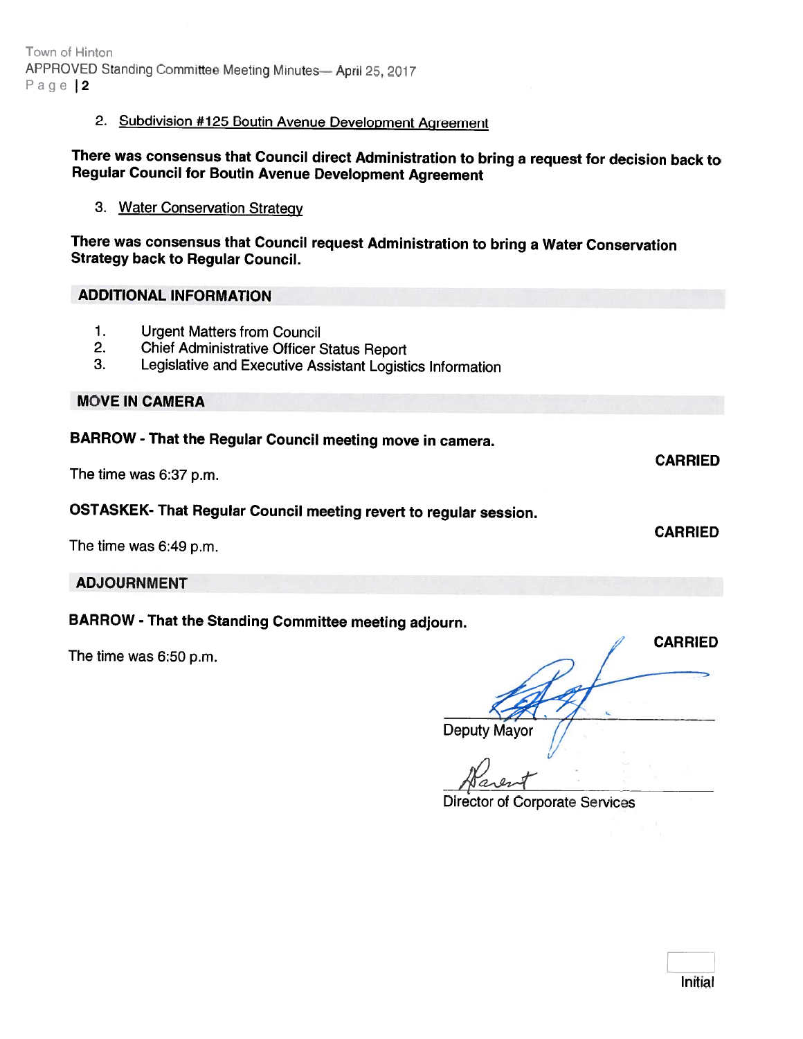2. Subdivision #125 Boutin Avenue Development Agreement

**There was consensus that Council direct Administration to bring a request for decision back to Regular Council for Boutin Avenue Development Agreement**

3. Water Conservation Strategy

**There was consensus that Council request Administration to bring a Water Conservation Strategy back to Regular Council.**

## ADDITIONAL INFORMATION

1. Urgent Matters from Council
2. Chief Administrative Officer Status Report
3. Legislative and Executive Assistant Logistics Information

## MOVE IN CAMERA

**BARROW - That the Regular Council meeting move in camera.**

**CARRIED**

The time was 6:37 p.m.

**OSTASKEK- That Regular Council meeting revert to regular session.**

**CARRIED**

The time was 6:49 p.m.

## ADJOURNMENT

**BARROW - That the Standing Committee meeting adjourn.**

**CARRIED**

The time was 6:50 p.m.

Deputy Mayor

Director of Corporate Services

Initial